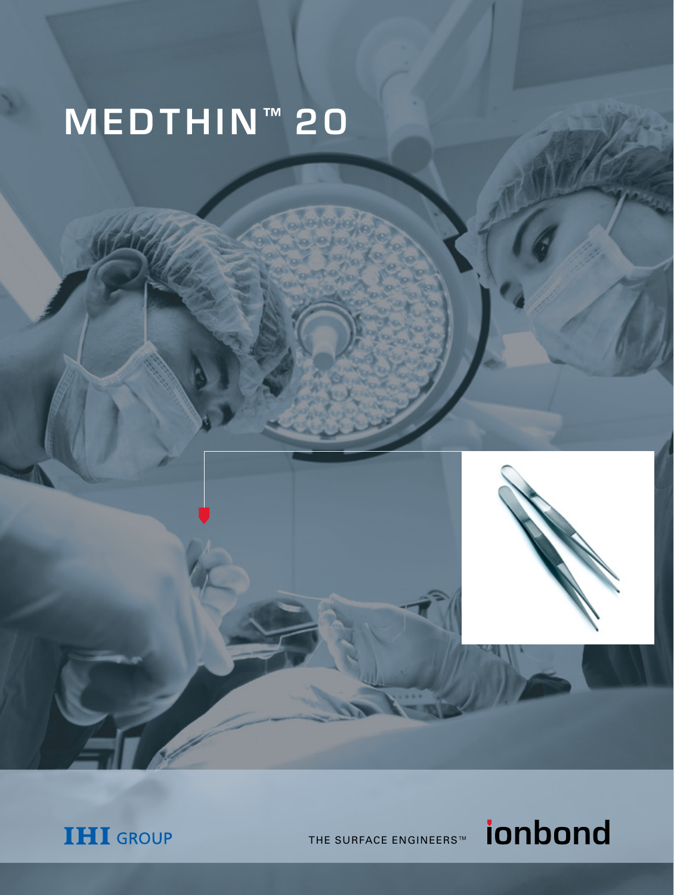# MEDTHIN™ 20

IHI GROUP

THE SURFACE ENGINEERS™ ionbond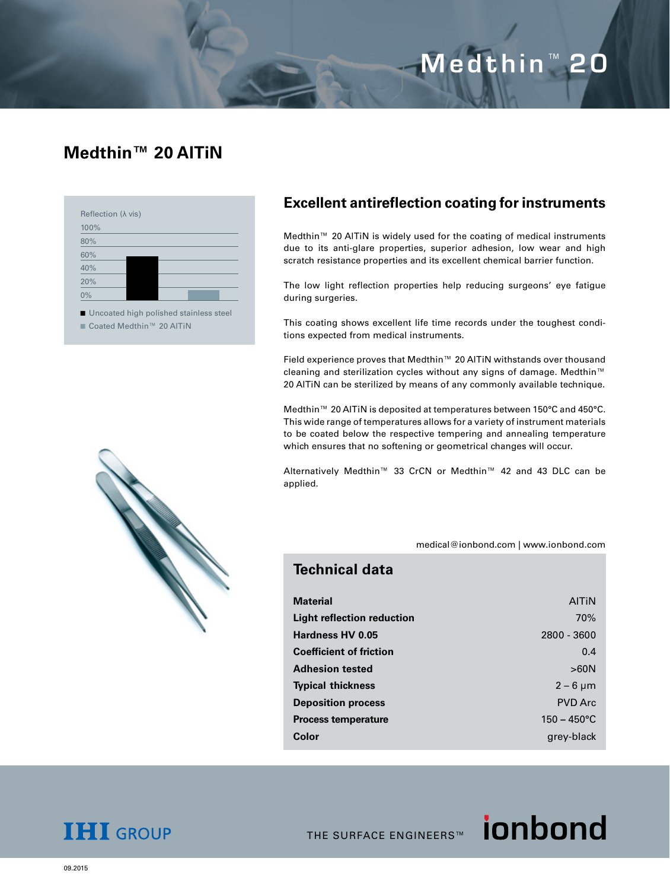# Medthin™ 20

## Medthin™ 20 AlTiN

Reflection (λ vis)

100%

80%

60%

40%

20%

0%

■ Uncoated high polished stainless steel

■ Coated Medthin™ 20 AlTiN

### Excellent antireflection coating for instruments

Medthin™ 20 AlTiN is widely used for the coating of medical instruments due to its anti-glare properties, superior adhesion, low wear and high scratch resistance properties and its excellent chemical barrier function.

The low light reflection properties help reducing surgeons' eye fatigue during surgeries.

This coating shows excellent life time records under the toughest conditions expected from medical instruments.

Field experience proves that Medthin™ 20 AlTiN withstands over thousand cleaning and sterilization cycles without any signs of damage. Medthin™ 20 AlTiN can be sterilized by means of any commonly available technique.

Medthin™ 20 AlTiN is deposited at temperatures between 150°C and 450°C. This wide range of temperatures allows for a variety of instrument materials to be coated below the respective tempering and annealing temperature which ensures that no softening or geometrical changes will occur.

Alternatively Medthin™ 33 CrCN or Medthin™ 42 and 43 DLC can be applied.

medical@ionbond.com | www.ionbond.com

### Technical data

| | |
|---|---|
| **Material** | AlTiN |
| **Light reflection reduction** | 70% |
| **Hardness HV 0.05** | 2800 - 3600 |
| **Coefficient of friction** | 0.4 |
| **Adhesion tested** | >60N |
| **Typical thickness** | 2 – 6 µm |
| **Deposition process** | PVD Arc |
| **Process temperature** | 150 – 450°C |
| **Color** | grey-black |

IHI GROUP

THE SURFACE ENGINEERS™ ionbond

09.2015